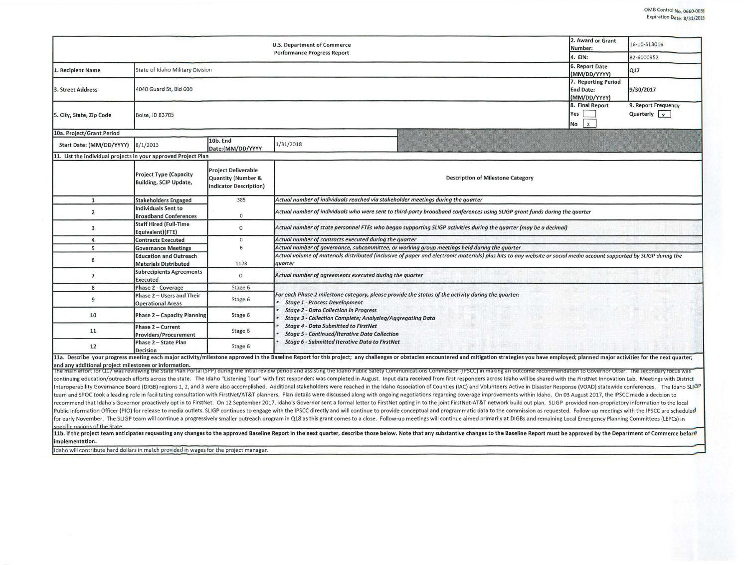OMB Control No. 0660-0038
Expiration Date: 8/31/2016

| U.S. Department of Commerce Performance Progress Report | | 2. Award or Grant Number: | 16-10-S13016 |
|---|---|---|---|
| | | 4. EIN: | 82-6000952 |
| 1. Recipient Name | State of Idaho Military Division | 6. Report Date (MM/DD/YYYY) | Q17 |
| 3. Street Address | 4040 Guard St, Bld 600 | 7. Reporting Period End Date: (MM/DD/YYYY) | 9/30/2017 |
| 5. City, State, Zip Code | Boise, ID 83705 | 8. Final Report Yes [ ] No [X] | 9. Report Frequency Quarterly [X] |

| 10a. Project/Grant Period | | | |
|---|---|---|---|
| Start Date: (MM/DD/YYYY) | 8/1/2013 | 10b. End Date:(MM/DD/YYYY | 1/31/2018 |

**11. List the individual projects in your approved Project Plan**

| | Project Type (Capacity Building, SCIP Update, | Project Deliverable Quantity (Number & Indicator Description) | Description of Milestone Category |
|---|---|---|---|
| 1 | Stakeholders Engaged | 385 | *Actual number of individuals reached via stakeholder meetings during the quarter* |
| 2 | Individuals Sent to Broadband Conferences | 0 | *Actual number of individuals who were sent to third-party broadband conferences using SLIGP grant funds during the quarter* |
| 3 | Staff Hired (Full-Time Equivalent)(FTE) | 0 | *Actual number of state personnel FTEs who began supporting SLIGP activities during the quarter (may be a decimal)* |
| 4 | Contracts Executed | 0 | *Actual number of contracts executed during the quarter* |
| 5 | Governance Meetings | 6 | *Actual number of governance, subcommittee, or working group meetings held during the quarter* |
| 6 | Education and Outreach Materials Distributed | 1123 | *Actual volume of materials distributed (inclusive of paper and electronic materials) plus hits to any website or social media account supported by SLIGP during the quarter* |
| 7 | Subrecipients Agreements Executed | 0 | *Actual number of agreements executed during the quarter* |
| 8 | Phase 2 - Coverage | Stage 6 | *For each Phase 2 milestone category, please provide the status of the activity during the quarter:* <br>• *Stage 1 - Process Development* <br>• *Stage 2 - Data Collection in Progress* <br>• *Stage 3 - Collection Complete; Analyzing/Aggregating Data* <br>• *Stage 4 - Data Submitted to FirstNet* <br>• *Stage 5 - Continued/Iterative Data Collection* <br>• *Stage 6 - Submitted Iterative Data to FirstNet* |
| 9 | Phase 2 – Users and Their Operational Areas | Stage 6 | |
| 10 | Phase 2 – Capacity Planning | Stage 6 | |
| 11 | Phase 2 – Current Providers/Procurement | Stage 6 | |
| 12 | Phase 2 – State Plan Decision | Stage 6 | |

**11a. Describe your progress meeting each major activity/milestone approved in the Baseline Report for this project; any challenges or obstacles encountered and mitigation strategies you have employed; planned major activities for the next quarter; and any additional project milestones or information.**

The main effort for Q17 was reviewing the State Plan Portal (SPP) during the intial review period and assisting the Idaho Public Safety Communications Commission (IPSCC) in making an outcome recommendation to Governor Otter. The secondary focus was continuing education/outreach efforts across the state. The Idaho "Listening Tour" with first responders was completed in August. Input data received from first responders across Idaho will be shared with the FirstNet Innovation Lab. Meetings with District Interoperability Governance Board (DIGB) regions 1, 2, and 3 were also accomplished. Additional stakeholders were reached in the Idaho Association of Counties (IAC) and Volunteers Active in Disaster Response (VOAD) statewide conferences. The Idaho SLIGP team and SPOC took a leading role in facilitating consultation with FirstNet/AT&T planners. Plan details were discussed along with ongoing negotiations regarding coverage improvements within Idaho. On 03 August 2017, the IPSCC made a decision to recommend that Idaho's Governor proactively opt in to FirstNet. On 12 September 2017, Idaho's Governor sent a formal letter to FirstNet opting in to the joint FirstNet-AT&T network build out plan. SLIGP provided non-proprietory information to the local Public Information Officer (PIO) for release to media outlets. SLIGP continues to engage with the IPSCC directly and will continue to provide conceptual and programmatic data to the commission as requested. Follow-up meetings with the IPSCC are scheduled for early November. The SLIGP team will continue a progressively smaller outreach program in Q18 as this grant comes to a close. Follow-up meetings will continue aimed primarily at DIGBs and remaining Local Emergency Planning Committees (LEPCs) in specific regions of the State.

**11b. If the project team anticipates requesting any changes to the approved Baseline Report in the next quarter, describe those below. Note that any substantive changes to the Baseline Report must be approved by the Department of Commerce before implementation.**

Idaho will contribute hard dollars in match provided in wages for the project manager.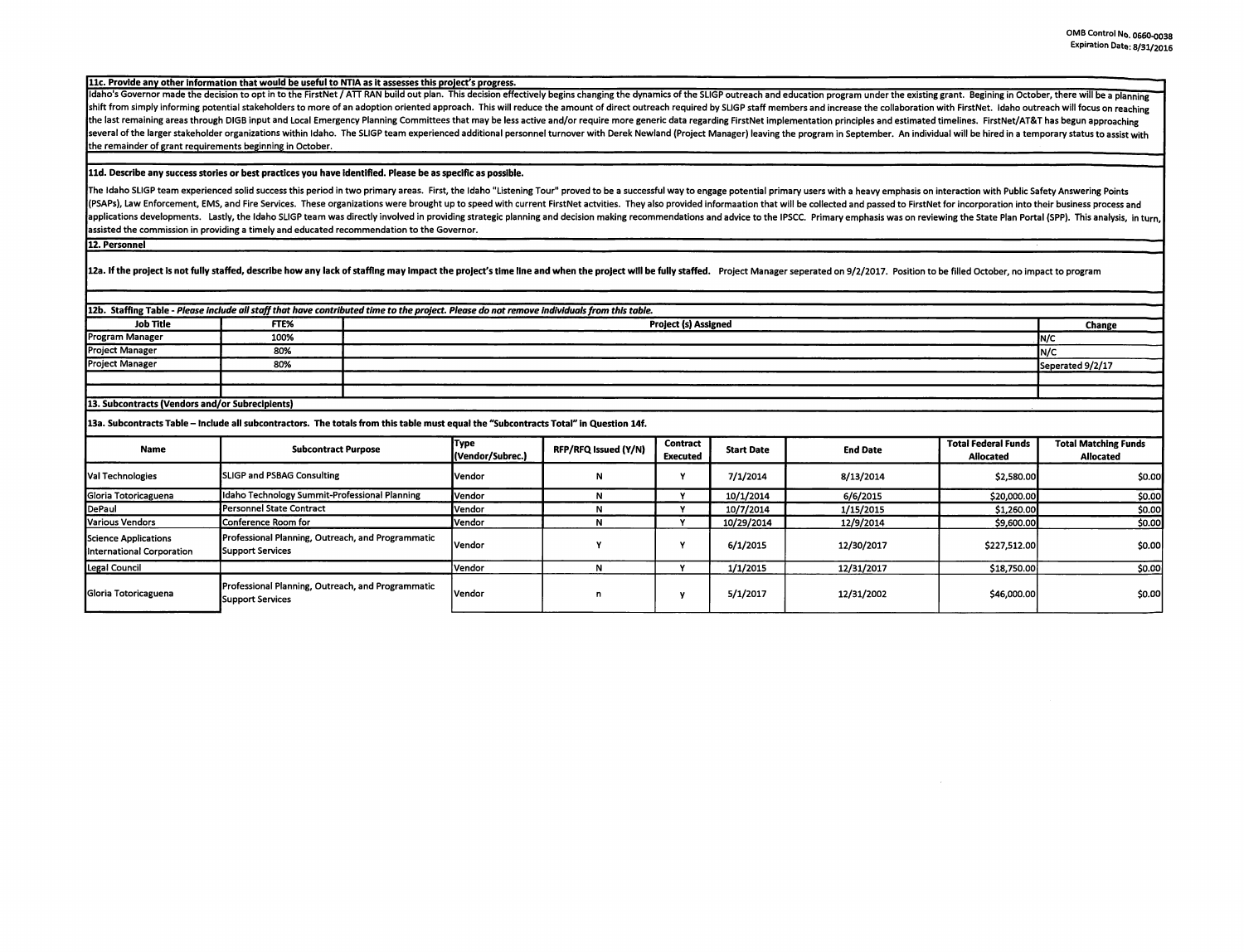**11c. Provide any other information that would be useful to NTIA as it assesses this project's progress.**

Idaho's Governor made the decision to opt in to the FirstNet / ATT RAN build out plan. This decision effectively begins changing the dynamics of the SLIGP outreach and education program under the existing grant. Begining in October, there will be a planning shift from simply informing potential stakeholders to more of an adoption oriented approach. This will reduce the amount of direct outreach required by SLIGP staff members and increase the collaboration with FirstNet. Idaho outreach will focus on reaching the last remaining areas through DIGB input and Local Emergency Planning Committees that may be less active and/or require more generic data regarding FirstNet implementation principles and estimated timelines. FirstNet/AT&T has begun approaching several of the larger stakeholder organizations within Idaho. The SLIGP team experienced additional personnel turnover with Derek Newland (Project Manager) leaving the program in September. An individual will be hired in a temporary status to assist with the remainder of grant requirements beginning in October.

**11d. Describe any success stories or best practices you have identified. Please be as specific as possible.**

The Idaho SLIGP team experienced solid success this period in two primary areas. First, the Idaho "Listening Tour" proved to be a successful way to engage potential primary users with a heavy emphasis on interaction with Public Safety Answering Points (PSAPs), Law Enforcement, EMS, and Fire Services. These organizations were brought up to speed with current FirstNet actvities. They also provided informaation that will be collected and passed to FirstNet for incorporation into their business process and applications developments. Lastly, the Idaho SLIGP team was directly involved in providing strategic planning and decision making recommendations and advice to the IPSCC. Primary emphasis was on reviewing the State Plan Portal (SPP). This analysis, in turn, assisted the commission in providing a timely and educated recommendation to the Governor.

**12. Personnel**

**12a. If the project is not fully staffed, describe how any lack of staffing may impact the project's time line and when the project will be fully staffed.** Project Manager seperated on 9/2/2017. Position to be filled October, no impact to program

**12b. Staffing Table** - *Please include all staff that have contributed time to the project. Please do not remove individuals from this table.*

| Job Title | FTE% | Project (s) Assigned | Change |
|---|---|---|---|
| Program Manager | 100% | | N/C |
| Project Manager | 80% | | N/C |
| Project Manager | 80% | | Seperated 9/2/17 |
| | | | |
| | | | |

**13. Subcontracts (Vendors and/or Subrecipients)**

**13a. Subcontracts Table – Include all subcontractors. The totals from this table must equal the "Subcontracts Total" in Question 14f.**

| Name | Subcontract Purpose | Type (Vendor/Subrec.) | RFP/RFQ Issued (Y/N) | Contract Executed | Start Date | End Date | Total Federal Funds Allocated | Total Matching Funds Allocated |
|---|---|---|---|---|---|---|---|---|
| Val Technologies | SLIGP and PSBAG Consulting | Vendor | N | Y | 7/1/2014 | 8/13/2014 | $2,580.00 | $0.00 |
| Gloria Totoricaguena | Idaho Technology Summit-Professional Planning | Vendor | N | Y | 10/1/2014 | 6/6/2015 | $20,000.00 | $0.00 |
| DePaul | Personnel State Contract | Vendor | N | Y | 10/7/2014 | 1/15/2015 | $1,260.00 | $0.00 |
| Various Vendors | Conference Room for | Vendor | N | Y | 10/29/2014 | 12/9/2014 | $9,600.00 | $0.00 |
| Science Applications International Corporation | Professional Planning, Outreach, and Programmatic Support Services | Vendor | Y | Y | 6/1/2015 | 12/30/2017 | $227,512.00 | $0.00 |
| Legal Council | | Vendor | N | Y | 1/1/2015 | 12/31/2017 | $18,750.00 | $0.00 |
| Gloria Totoricaguena | Professional Planning, Outreach, and Programmatic Support Services | Vendor | n | y | 5/1/2017 | 12/31/2002 | $46,000.00 | $0.00 |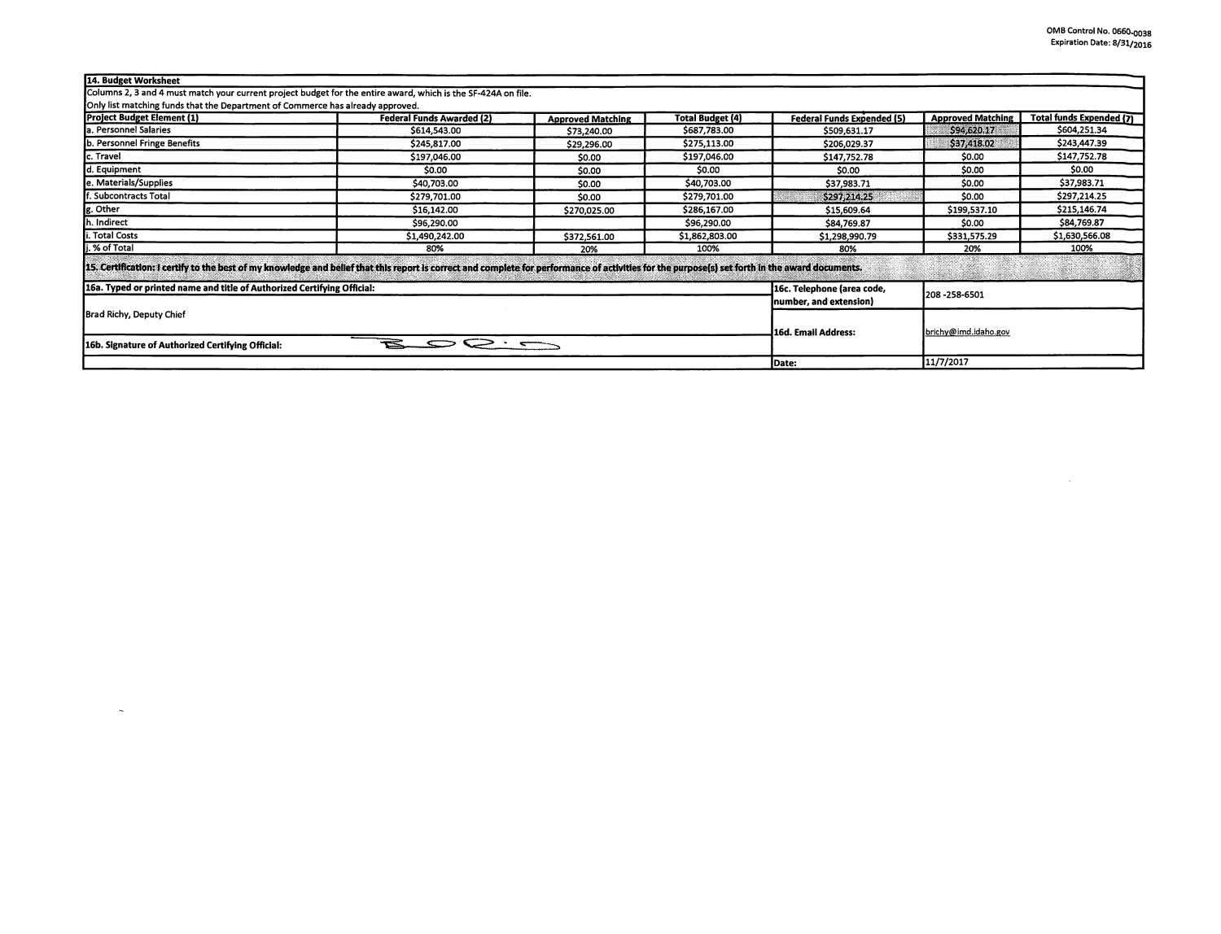OMB Control No. 0660-0038
Expiration Date: 8/31/2016

**14. Budget Worksheet**

Columns 2, 3 and 4 must match your current project budget for the entire award, which is the SF-424A on file.

Only list matching funds that the Department of Commerce has already approved.

| Project Budget Element (1) | Federal Funds Awarded (2) | Approved Matching | Total Budget (4) | Federal Funds Expended (5) | Approved Matching | Total funds Expended (7) |
|---|---|---|---|---|---|---|
| a. Personnel Salaries | $614,543.00 | $73,240.00 | $687,783.00 | $509,631.17 | $94,620.17 | $604,251.34 |
| b. Personnel Fringe Benefits | $245,817.00 | $29,296.00 | $275,113.00 | $206,029.37 | $37,418.02 | $243,447.39 |
| c. Travel | $197,046.00 | $0.00 | $197,046.00 | $147,752.78 | $0.00 | $147,752.78 |
| d. Equipment | $0.00 | $0.00 | $0.00 | $0.00 | $0.00 | $0.00 |
| e. Materials/Supplies | $40,703.00 | $0.00 | $40,703.00 | $37,983.71 | $0.00 | $37,983.71 |
| f. Subcontracts Total | $279,701.00 | $0.00 | $279,701.00 | $297,214.25 | $0.00 | $297,214.25 |
| g. Other | $16,142.00 | $270,025.00 | $286,167.00 | $15,609.64 | $199,537.10 | $215,146.74 |
| h. Indirect | $96,290.00 | | $96,290.00 | $84,769.87 | $0.00 | $84,769.87 |
| i. Total Costs | $1,490,242.00 | $372,561.00 | $1,862,803.00 | $1,298,990.79 | $331,575.29 | $1,630,566.08 |
| j. % of Total | 80% | 20% | 100% | 80% | 20% | 100% |

**15. Certification: I certify to the best of my knowledge and belief that this report is correct and complete for performance of activities for the purpose(s) set forth in the award documents.**

| | | |
|---|---|---|
| **16a. Typed or printed name and title of Authorized Certifying Official:** Brad Richy, Deputy Chief | **16c. Telephone (area code, number, and extension)** | 208 -258-6501 |
| **16b. Signature of Authorized Certifying Official:** [signature] | **16d. Email Address:** | brichy@imd.idaho.gov |
| | **Date:** | 11/7/2017 |